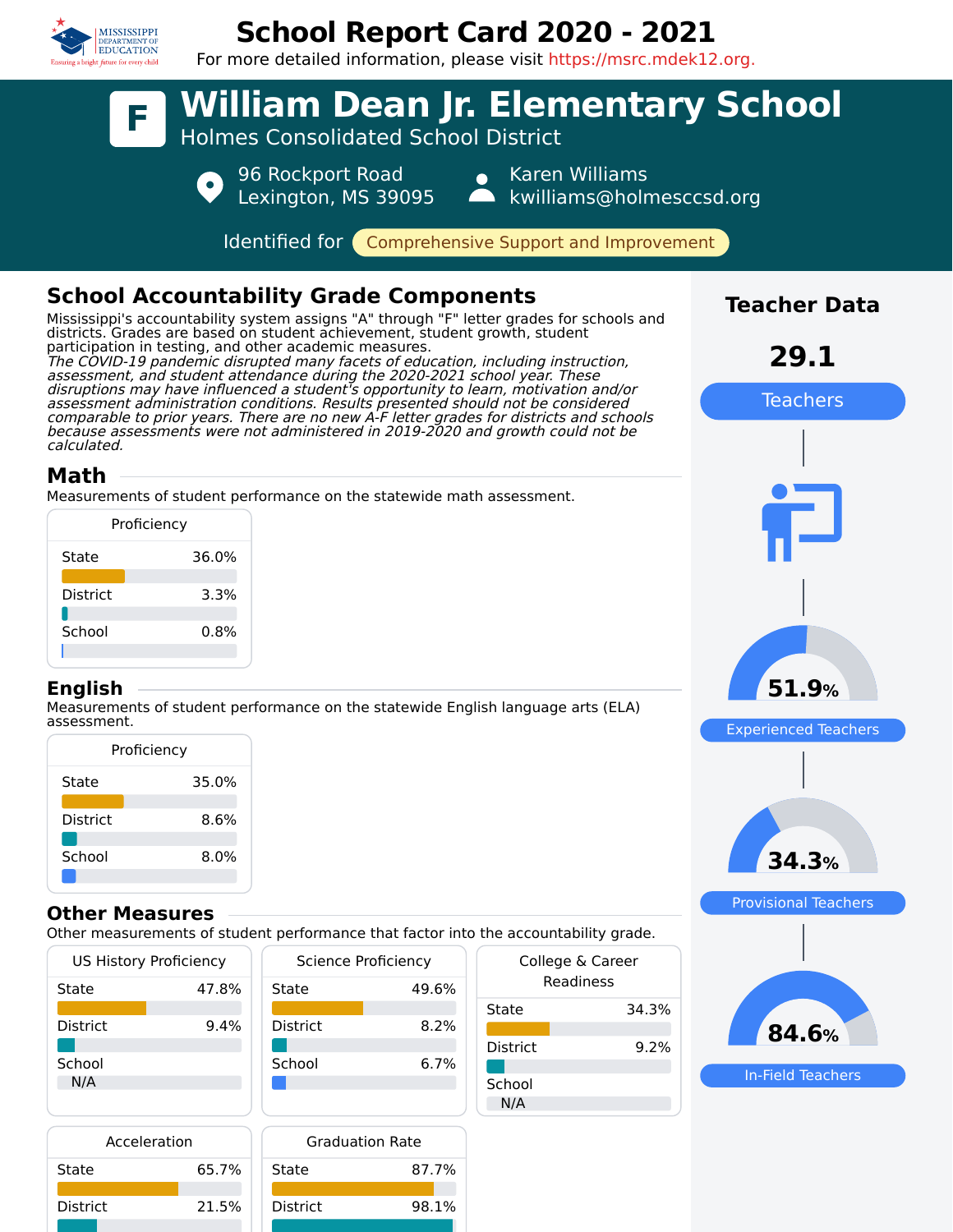# School Report Card 2020 - 2021

For more detailed information, please visit https://msrc.mdek12.org.

# William Dean Jr. Elementary School

**F**

Holmes Consolidated School District

96 Rockport Road
Lexington, MS 39095

Karen Williams
kwilliams@holmesccsd.org

Identified for **Comprehensive Support and Improvement**

## School Accountability Grade Components

Mississippi's accountability system assigns "A" through "F" letter grades for schools and districts. Grades are based on student achievement, student growth, student participation in testing, and other academic measures.

*The COVID-19 pandemic disrupted many facets of education, including instruction, assessment, and student attendance during the 2020-2021 school year. These disruptions may have influenced a student's opportunity to learn, motivation and/or assessment administration conditions. Results presented should not be considered comparable to prior years. There are no new A-F letter grades for districts and schools because assessments were not administered in 2019-2020 and growth could not be calculated.*

### Math

Measurements of student performance on the statewide math assessment.

| Proficiency | |
|---|---|
| State | 36.0% |
| District | 3.3% |
| School | 0.8% |

### English

Measurements of student performance on the statewide English language arts (ELA) assessment.

| Proficiency | |
|---|---|
| State | 35.0% |
| District | 8.6% |
| School | 8.0% |

### Other Measures

Other measurements of student performance that factor into the accountability grade.

| US History Proficiency | |
|---|---|
| State | 47.8% |
| District | 9.4% |
| School | N/A |

| Science Proficiency | |
|---|---|
| State | 49.6% |
| District | 8.2% |
| School | 6.7% |

| College & Career Readiness | |
|---|---|
| State | 34.3% |
| District | 9.2% |
| School | N/A |

| Acceleration | |
|---|---|
| State | 65.7% |
| District | 21.5% |

| Graduation Rate | |
|---|---|
| State | 87.7% |
| District | 98.1% |

## Teacher Data

**29.1** Teachers

**51.9%** Experienced Teachers

**34.3%** Provisional Teachers

**84.6%** In-Field Teachers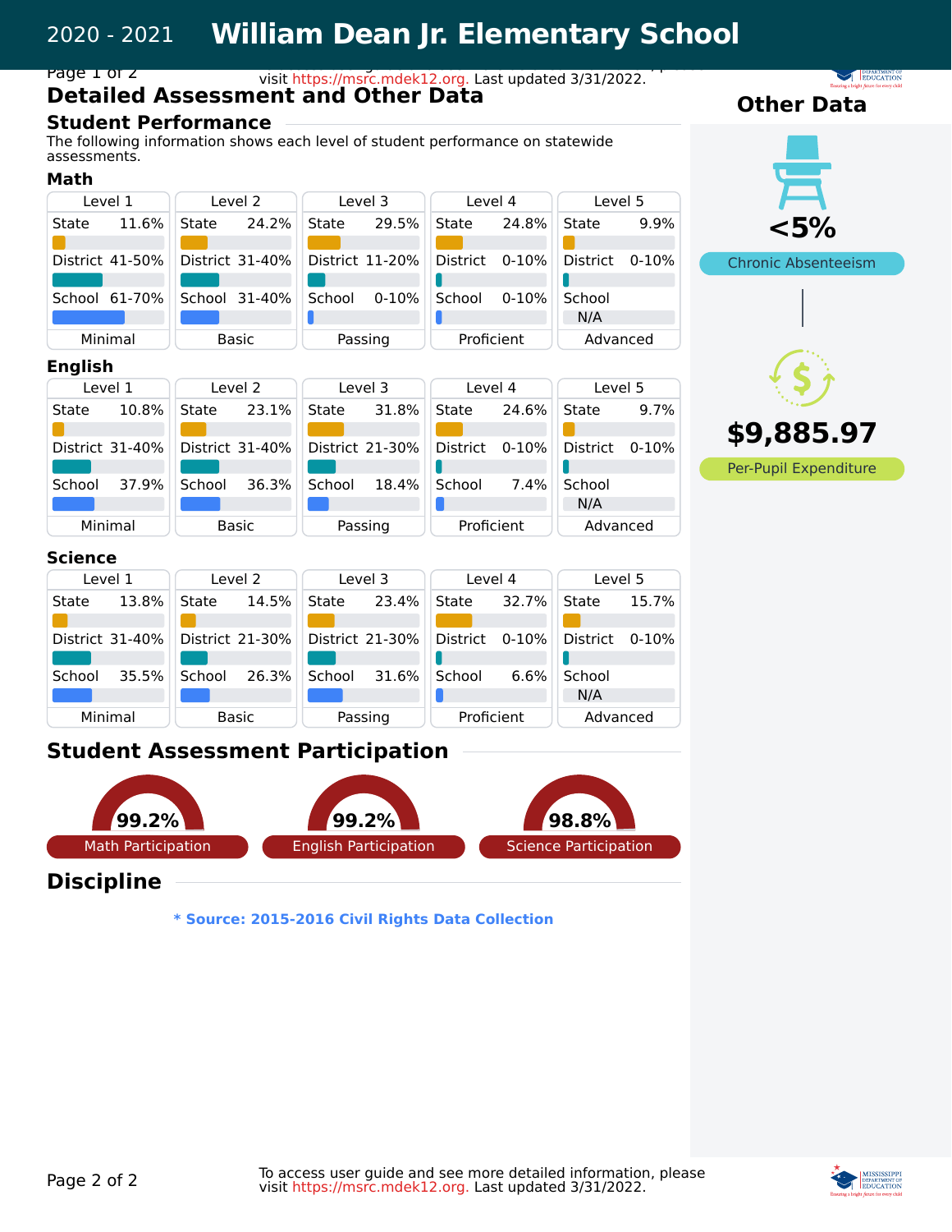# 2020 - 2021 William Dean Jr. Elementary School

## Detailed Assessment and Other Data

### Student Performance

The following information shows each level of student performance on statewide assessments.

#### Math

| | Level 1 | Level 2 | Level 3 | Level 4 | Level 5 |
|---|---|---|---|---|---|
| State | 11.6% | 24.2% | 29.5% | 24.8% | 9.9% |
| District | 41-50% | 31-40% | 11-20% | 0-10% | 0-10% |
| School | 61-70% | 31-40% | 0-10% | 0-10% | N/A |
| | Minimal | Basic | Passing | Proficient | Advanced |

#### English

| | Level 1 | Level 2 | Level 3 | Level 4 | Level 5 |
|---|---|---|---|---|---|
| State | 10.8% | 23.1% | 31.8% | 24.6% | 9.7% |
| District | 31-40% | 31-40% | 21-30% | 0-10% | 0-10% |
| School | 37.9% | 36.3% | 18.4% | 7.4% | N/A |
| | Minimal | Basic | Passing | Proficient | Advanced |

#### Science

| | Level 1 | Level 2 | Level 3 | Level 4 | Level 5 |
|---|---|---|---|---|---|
| State | 13.8% | 14.5% | 23.4% | 32.7% | 15.7% |
| District | 31-40% | 21-30% | 21-30% | 0-10% | 0-10% |
| School | 35.5% | 26.3% | 31.6% | 6.6% | N/A |
| | Minimal | Basic | Passing | Proficient | Advanced |

### Student Assessment Participation

99.2%
Math Participation

99.2%
English Participation

98.8%
Science Participation

### Discipline

**\* Source: 2015-2016 Civil Rights Data Collection**

## Other Data

<5%
Chronic Absenteeism

$9,885.97
Per-Pupil Expenditure

To access user guide and see more detailed information, please visit https://msrc.mdek12.org. Last updated 3/31/2022.